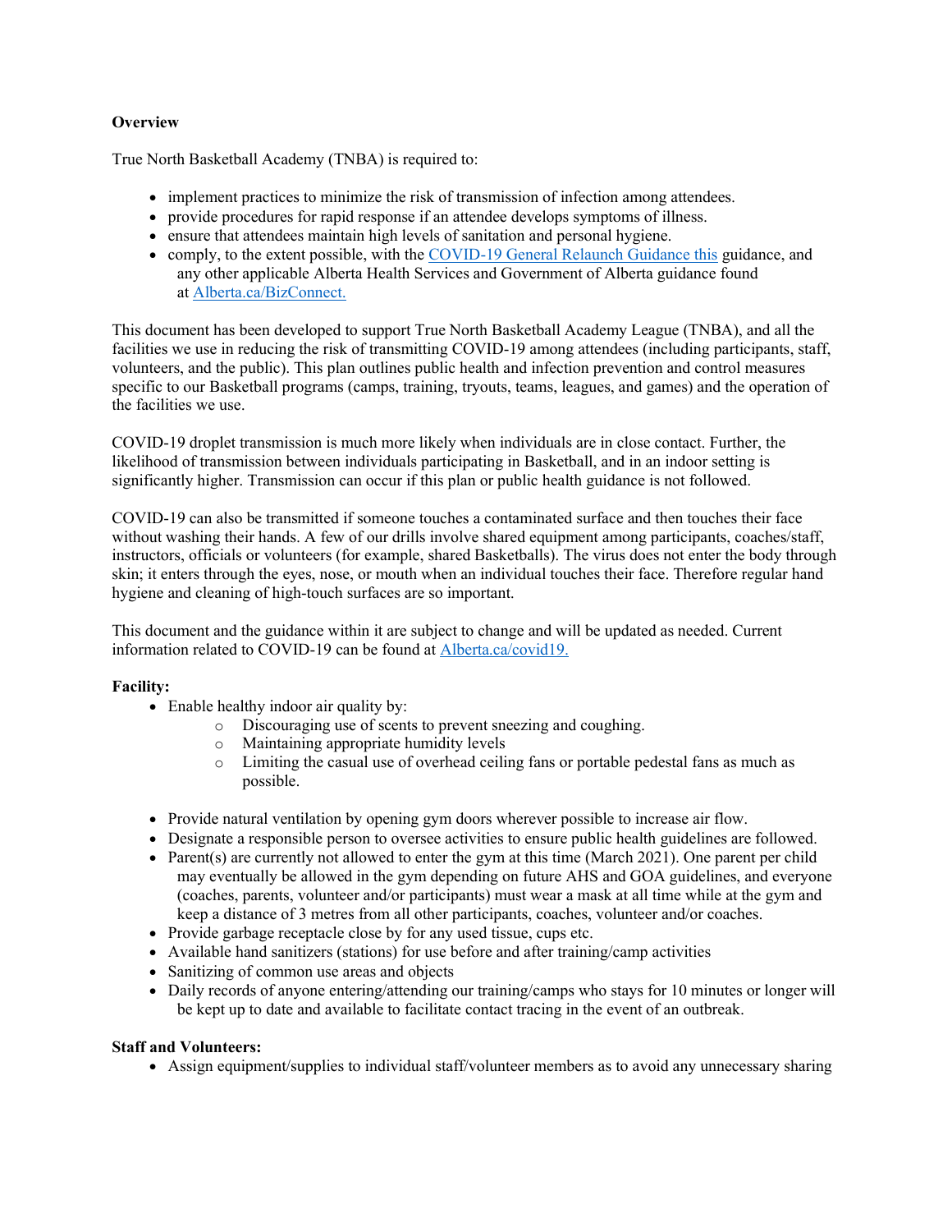**Overview**

True North Basketball Academy (TNBA) is required to:

- implement practices to minimize the risk of transmission of infection among attendees.
- provide procedures for rapid response if an attendee develops symptoms of illness.
- ensure that attendees maintain high levels of sanitation and personal hygiene.
- comply, to the extent possible, with the [COVID-19 General Relaunch Guidance this]() guidance, and any other applicable Alberta Health Services and Government of Alberta guidance found at [Alberta.ca/BizConnect.]()

This document has been developed to support True North Basketball Academy League (TNBA), and all the facilities we use in reducing the risk of transmitting COVID-19 among attendees (including participants, staff, volunteers, and the public). This plan outlines public health and infection prevention and control measures specific to our Basketball programs (camps, training, tryouts, teams, leagues, and games) and the operation of the facilities we use.

COVID-19 droplet transmission is much more likely when individuals are in close contact. Further, the likelihood of transmission between individuals participating in Basketball, and in an indoor setting is significantly higher. Transmission can occur if this plan or public health guidance is not followed.

COVID-19 can also be transmitted if someone touches a contaminated surface and then touches their face without washing their hands. A few of our drills involve shared equipment among participants, coaches/staff, instructors, officials or volunteers (for example, shared Basketballs). The virus does not enter the body through skin; it enters through the eyes, nose, or mouth when an individual touches their face. Therefore regular hand hygiene and cleaning of high-touch surfaces are so important.

This document and the guidance within it are subject to change and will be updated as needed. Current information related to COVID-19 can be found at [Alberta.ca/covid19.]()

**Facility:**

- Enable healthy indoor air quality by:
  - Discouraging use of scents to prevent sneezing and coughing.
  - Maintaining appropriate humidity levels
  - Limiting the casual use of overhead ceiling fans or portable pedestal fans as much as possible.
- Provide natural ventilation by opening gym doors wherever possible to increase air flow.
- Designate a responsible person to oversee activities to ensure public health guidelines are followed.
- Parent(s) are currently not allowed to enter the gym at this time (March 2021). One parent per child may eventually be allowed in the gym depending on future AHS and GOA guidelines, and everyone (coaches, parents, volunteer and/or participants) must wear a mask at all time while at the gym and keep a distance of 3 metres from all other participants, coaches, volunteer and/or coaches.
- Provide garbage receptacle close by for any used tissue, cups etc.
- Available hand sanitizers (stations) for use before and after training/camp activities
- Sanitizing of common use areas and objects
- Daily records of anyone entering/attending our training/camps who stays for 10 minutes or longer will be kept up to date and available to facilitate contact tracing in the event of an outbreak.

**Staff and Volunteers:**

- Assign equipment/supplies to individual staff/volunteer members as to avoid any unnecessary sharing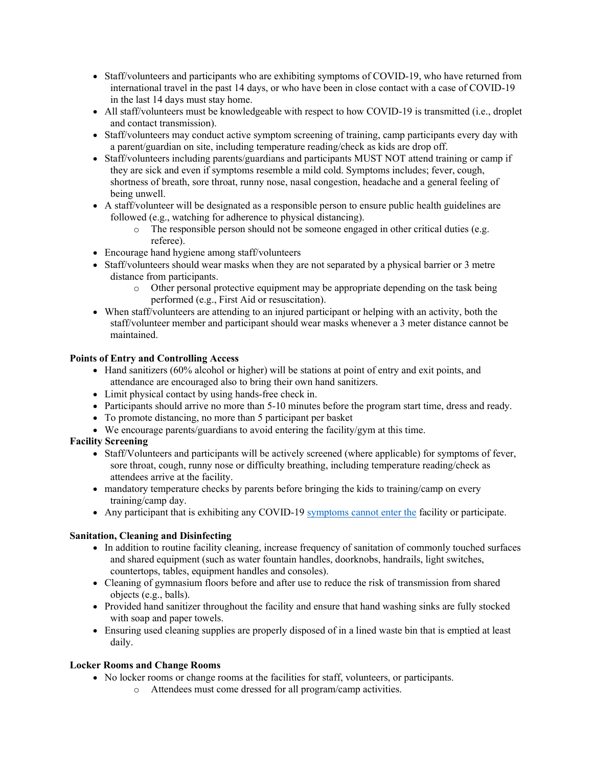- Staff/volunteers and participants who are exhibiting symptoms of COVID-19, who have returned from international travel in the past 14 days, or who have been in close contact with a case of COVID-19 in the last 14 days must stay home.
- All staff/volunteers must be knowledgeable with respect to how COVID-19 is transmitted (i.e., droplet and contact transmission).
- Staff/volunteers may conduct active symptom screening of training, camp participants every day with a parent/guardian on site, including temperature reading/check as kids are drop off.
- Staff/volunteers including parents/guardians and participants MUST NOT attend training or camp if they are sick and even if symptoms resemble a mild cold. Symptoms includes; fever, cough, shortness of breath, sore throat, runny nose, nasal congestion, headache and a general feeling of being unwell.
- A staff/volunteer will be designated as a responsible person to ensure public health guidelines are followed (e.g., watching for adherence to physical distancing).
    - The responsible person should not be someone engaged in other critical duties (e.g. referee).
- Encourage hand hygiene among staff/volunteers
- Staff/volunteers should wear masks when they are not separated by a physical barrier or 3 metre distance from participants.
    - Other personal protective equipment may be appropriate depending on the task being performed (e.g., First Aid or resuscitation).
- When staff/volunteers are attending to an injured participant or helping with an activity, both the staff/volunteer member and participant should wear masks whenever a 3 meter distance cannot be maintained.

**Points of Entry and Controlling Access**

- Hand sanitizers (60% alcohol or higher) will be stations at point of entry and exit points, and attendance are encouraged also to bring their own hand sanitizers.
- Limit physical contact by using hands-free check in.
- Participants should arrive no more than 5-10 minutes before the program start time, dress and ready.
- To promote distancing, no more than 5 participant per basket
- We encourage parents/guardians to avoid entering the facility/gym at this time.

**Facility Screening**

- Staff/Volunteers and participants will be actively screened (where applicable) for symptoms of fever, sore throat, cough, runny nose or difficulty breathing, including temperature reading/check as attendees arrive at the facility.
- mandatory temperature checks by parents before bringing the kids to training/camp on every training/camp day.
- Any participant that is exhibiting any COVID-19 symptoms cannot enter the facility or participate.

**Sanitation, Cleaning and Disinfecting**

- In addition to routine facility cleaning, increase frequency of sanitation of commonly touched surfaces and shared equipment (such as water fountain handles, doorknobs, handrails, light switches, countertops, tables, equipment handles and consoles).
- Cleaning of gymnasium floors before and after use to reduce the risk of transmission from shared objects (e.g., balls).
- Provided hand sanitizer throughout the facility and ensure that hand washing sinks are fully stocked with soap and paper towels.
- Ensuring used cleaning supplies are properly disposed of in a lined waste bin that is emptied at least daily.

**Locker Rooms and Change Rooms**

- No locker rooms or change rooms at the facilities for staff, volunteers, or participants.
    - Attendees must come dressed for all program/camp activities.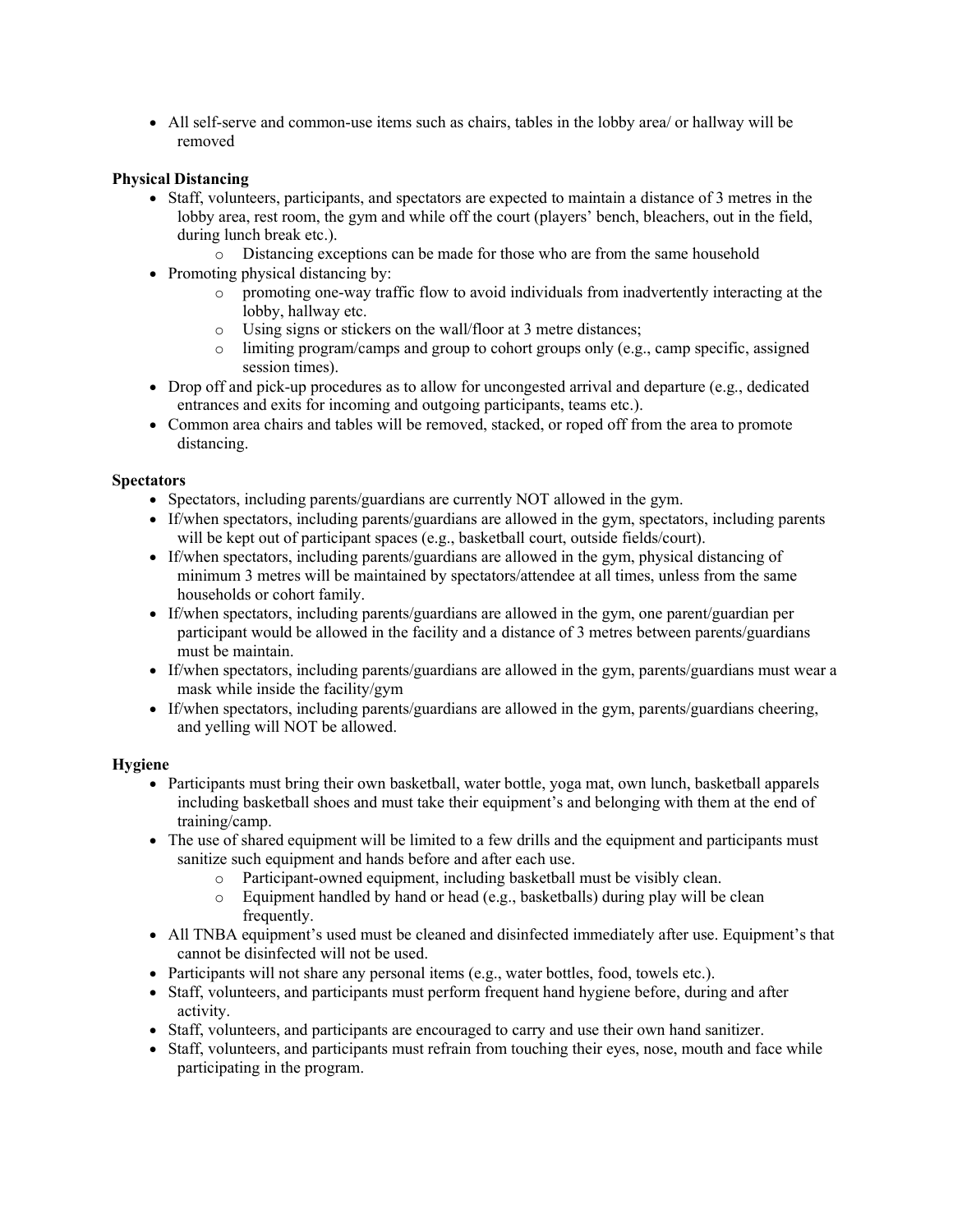- All self-serve and common-use items such as chairs, tables in the lobby area/ or hallway will be removed

**Physical Distancing**

- Staff, volunteers, participants, and spectators are expected to maintain a distance of 3 metres in the lobby area, rest room, the gym and while off the court (players' bench, bleachers, out in the field, during lunch break etc.).
  - Distancing exceptions can be made for those who are from the same household
- Promoting physical distancing by:
  - promoting one-way traffic flow to avoid individuals from inadvertently interacting at the lobby, hallway etc.
  - Using signs or stickers on the wall/floor at 3 metre distances;
  - limiting program/camps and group to cohort groups only (e.g., camp specific, assigned session times).
- Drop off and pick-up procedures as to allow for uncongested arrival and departure (e.g., dedicated entrances and exits for incoming and outgoing participants, teams etc.).
- Common area chairs and tables will be removed, stacked, or roped off from the area to promote distancing.

**Spectators**

- Spectators, including parents/guardians are currently NOT allowed in the gym.
- If/when spectators, including parents/guardians are allowed in the gym, spectators, including parents will be kept out of participant spaces (e.g., basketball court, outside fields/court).
- If/when spectators, including parents/guardians are allowed in the gym, physical distancing of minimum 3 metres will be maintained by spectators/attendee at all times, unless from the same households or cohort family.
- If/when spectators, including parents/guardians are allowed in the gym, one parent/guardian per participant would be allowed in the facility and a distance of 3 metres between parents/guardians must be maintain.
- If/when spectators, including parents/guardians are allowed in the gym, parents/guardians must wear a mask while inside the facility/gym
- If/when spectators, including parents/guardians are allowed in the gym, parents/guardians cheering, and yelling will NOT be allowed.

**Hygiene**

- Participants must bring their own basketball, water bottle, yoga mat, own lunch, basketball apparels including basketball shoes and must take their equipment's and belonging with them at the end of training/camp.
- The use of shared equipment will be limited to a few drills and the equipment and participants must sanitize such equipment and hands before and after each use.
  - Participant-owned equipment, including basketball must be visibly clean.
  - Equipment handled by hand or head (e.g., basketballs) during play will be clean frequently.
- All TNBA equipment's used must be cleaned and disinfected immediately after use. Equipment's that cannot be disinfected will not be used.
- Participants will not share any personal items (e.g., water bottles, food, towels etc.).
- Staff, volunteers, and participants must perform frequent hand hygiene before, during and after activity.
- Staff, volunteers, and participants are encouraged to carry and use their own hand sanitizer.
- Staff, volunteers, and participants must refrain from touching their eyes, nose, mouth and face while participating in the program.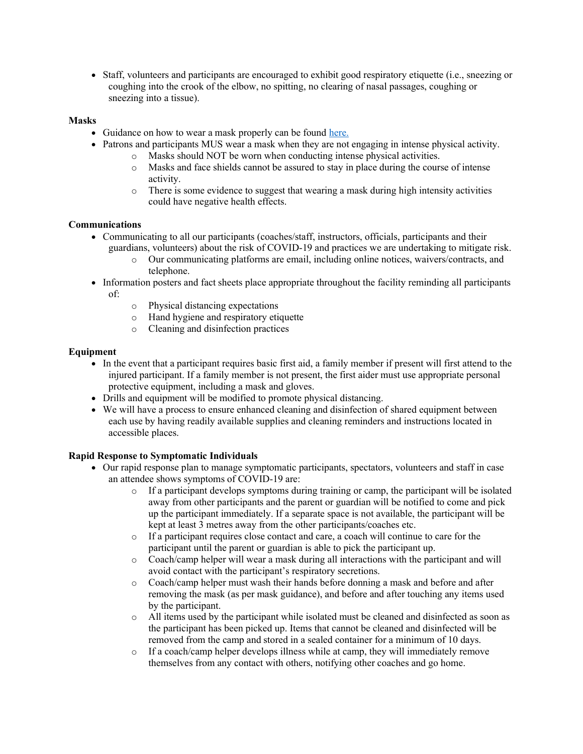- Staff, volunteers and participants are encouraged to exhibit good respiratory etiquette (i.e., sneezing or coughing into the crook of the elbow, no spitting, no clearing of nasal passages, coughing or sneezing into a tissue).

**Masks**

- Guidance on how to wear a mask properly can be found [here.](#)
- Patrons and participants MUS wear a mask when they are not engaging in intense physical activity.
  - Masks should NOT be worn when conducting intense physical activities.
  - Masks and face shields cannot be assured to stay in place during the course of intense activity.
  - There is some evidence to suggest that wearing a mask during high intensity activities could have negative health effects.

**Communications**

- Communicating to all our participants (coaches/staff, instructors, officials, participants and their guardians, volunteers) about the risk of COVID-19 and practices we are undertaking to mitigate risk.
  - Our communicating platforms are email, including online notices, waivers/contracts, and telephone.
- Information posters and fact sheets place appropriate throughout the facility reminding all participants of:
  - Physical distancing expectations
  - Hand hygiene and respiratory etiquette
  - Cleaning and disinfection practices

**Equipment**

- In the event that a participant requires basic first aid, a family member if present will first attend to the injured participant. If a family member is not present, the first aider must use appropriate personal protective equipment, including a mask and gloves.
- Drills and equipment will be modified to promote physical distancing.
- We will have a process to ensure enhanced cleaning and disinfection of shared equipment between each use by having readily available supplies and cleaning reminders and instructions located in accessible places.

**Rapid Response to Symptomatic Individuals**

- Our rapid response plan to manage symptomatic participants, spectators, volunteers and staff in case an attendee shows symptoms of COVID-19 are:
  - If a participant develops symptoms during training or camp, the participant will be isolated away from other participants and the parent or guardian will be notified to come and pick up the participant immediately. If a separate space is not available, the participant will be kept at least 3 metres away from the other participants/coaches etc.
  - If a participant requires close contact and care, a coach will continue to care for the participant until the parent or guardian is able to pick the participant up.
  - Coach/camp helper will wear a mask during all interactions with the participant and will avoid contact with the participant's respiratory secretions.
  - Coach/camp helper must wash their hands before donning a mask and before and after removing the mask (as per mask guidance), and before and after touching any items used by the participant.
  - All items used by the participant while isolated must be cleaned and disinfected as soon as the participant has been picked up. Items that cannot be cleaned and disinfected will be removed from the camp and stored in a sealed container for a minimum of 10 days.
  - If a coach/camp helper develops illness while at camp, they will immediately remove themselves from any contact with others, notifying other coaches and go home.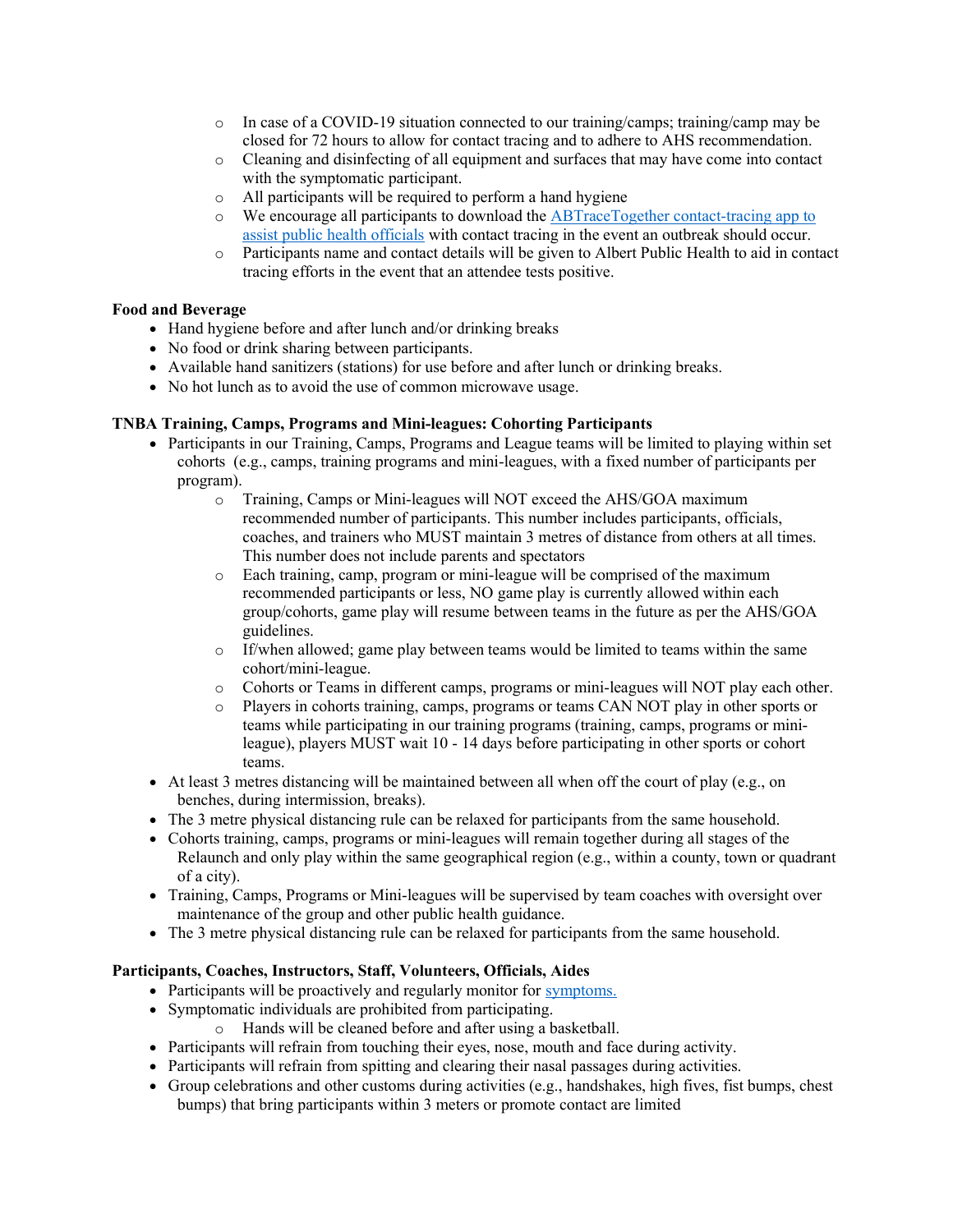- In case of a COVID-19 situation connected to our training/camps; training/camp may be closed for 72 hours to allow for contact tracing and to adhere to AHS recommendation.
  - Cleaning and disinfecting of all equipment and surfaces that may have come into contact with the symptomatic participant.
  - All participants will be required to perform a hand hygiene
  - We encourage all participants to download the [ABTraceTogether contact-tracing app to assist public health officials]() with contact tracing in the event an outbreak should occur.
  - Participants name and contact details will be given to Albert Public Health to aid in contact tracing efforts in the event that an attendee tests positive.

**Food and Beverage**

- Hand hygiene before and after lunch and/or drinking breaks
- No food or drink sharing between participants.
- Available hand sanitizers (stations) for use before and after lunch or drinking breaks.
- No hot lunch as to avoid the use of common microwave usage.

**TNBA Training, Camps, Programs and Mini-leagues: Cohorting Participants**

- Participants in our Training, Camps, Programs and League teams will be limited to playing within set cohorts (e.g., camps, training programs and mini-leagues, with a fixed number of participants per program).
  - Training, Camps or Mini-leagues will NOT exceed the AHS/GOA maximum recommended number of participants. This number includes participants, officials, coaches, and trainers who MUST maintain 3 metres of distance from others at all times. This number does not include parents and spectators
  - Each training, camp, program or mini-league will be comprised of the maximum recommended participants or less, NO game play is currently allowed within each group/cohorts, game play will resume between teams in the future as per the AHS/GOA guidelines.
  - If/when allowed; game play between teams would be limited to teams within the same cohort/mini-league.
  - Cohorts or Teams in different camps, programs or mini-leagues will NOT play each other.
  - Players in cohorts training, camps, programs or teams CAN NOT play in other sports or teams while participating in our training programs (training, camps, programs or mini-league), players MUST wait 10 - 14 days before participating in other sports or cohort teams.
- At least 3 metres distancing will be maintained between all when off the court of play (e.g., on benches, during intermission, breaks).
- The 3 metre physical distancing rule can be relaxed for participants from the same household.
- Cohorts training, camps, programs or mini-leagues will remain together during all stages of the Relaunch and only play within the same geographical region (e.g., within a county, town or quadrant of a city).
- Training, Camps, Programs or Mini-leagues will be supervised by team coaches with oversight over maintenance of the group and other public health guidance.
- The 3 metre physical distancing rule can be relaxed for participants from the same household.

**Participants, Coaches, Instructors, Staff, Volunteers, Officials, Aides**

- Participants will be proactively and regularly monitor for [symptoms.]()
- Symptomatic individuals are prohibited from participating.
  - Hands will be cleaned before and after using a basketball.
- Participants will refrain from touching their eyes, nose, mouth and face during activity.
- Participants will refrain from spitting and clearing their nasal passages during activities.
- Group celebrations and other customs during activities (e.g., handshakes, high fives, fist bumps, chest bumps) that bring participants within 3 meters or promote contact are limited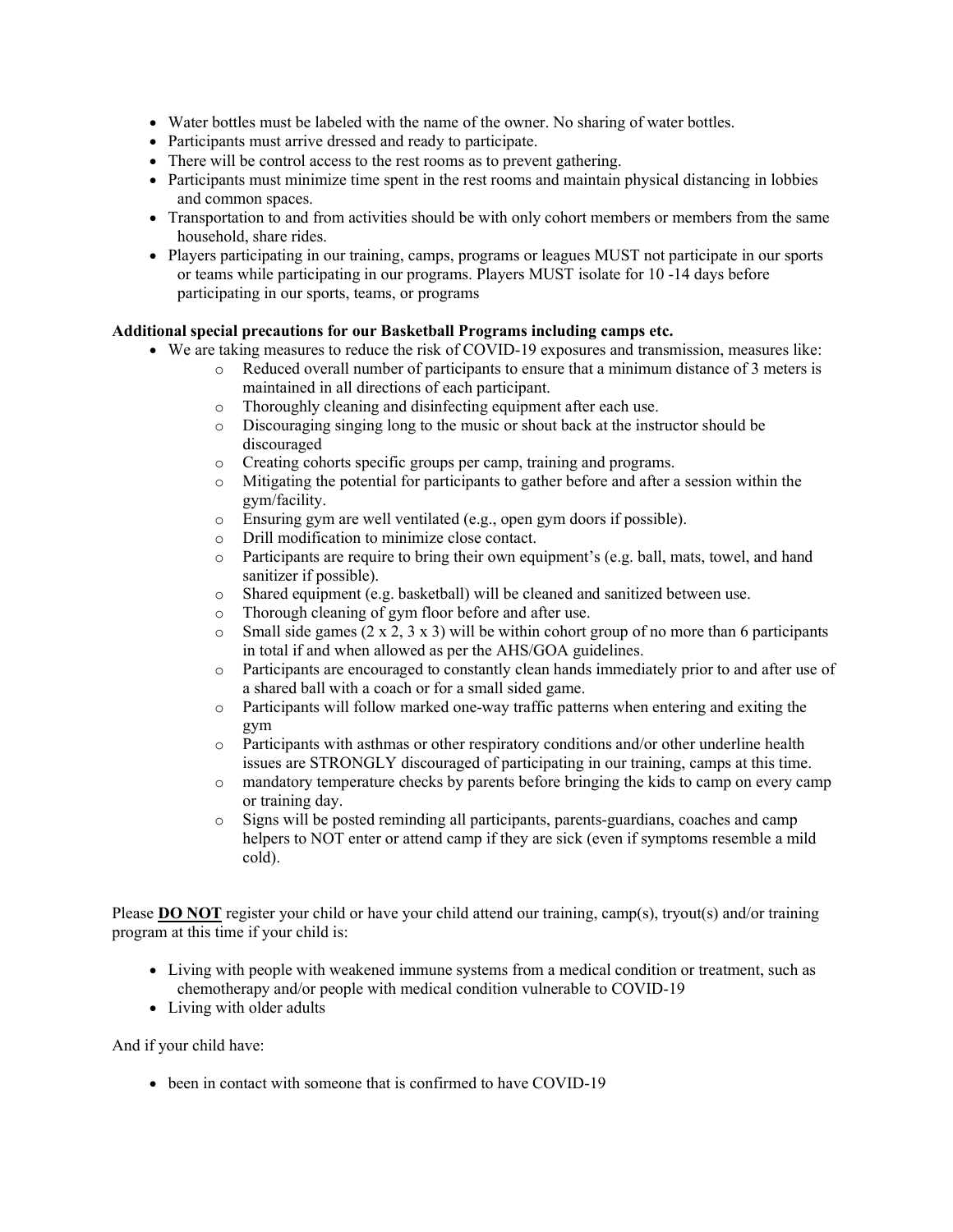- Water bottles must be labeled with the name of the owner. No sharing of water bottles.
- Participants must arrive dressed and ready to participate.
- There will be control access to the rest rooms as to prevent gathering.
- Participants must minimize time spent in the rest rooms and maintain physical distancing in lobbies and common spaces.
- Transportation to and from activities should be with only cohort members or members from the same household, share rides.
- Players participating in our training, camps, programs or leagues MUST not participate in our sports or teams while participating in our programs. Players MUST isolate for 10 -14 days before participating in our sports, teams, or programs

**Additional special precautions for our Basketball Programs including camps etc.**

- We are taking measures to reduce the risk of COVID-19 exposures and transmission, measures like:
    - Reduced overall number of participants to ensure that a minimum distance of 3 meters is maintained in all directions of each participant.
    - Thoroughly cleaning and disinfecting equipment after each use.
    - Discouraging singing long to the music or shout back at the instructor should be discouraged
    - Creating cohorts specific groups per camp, training and programs.
    - Mitigating the potential for participants to gather before and after a session within the gym/facility.
    - Ensuring gym are well ventilated (e.g., open gym doors if possible).
    - Drill modification to minimize close contact.
    - Participants are require to bring their own equipment's (e.g. ball, mats, towel, and hand sanitizer if possible).
    - Shared equipment (e.g. basketball) will be cleaned and sanitized between use.
    - Thorough cleaning of gym floor before and after use.
    - Small side games (2 x 2, 3 x 3) will be within cohort group of no more than 6 participants in total if and when allowed as per the AHS/GOA guidelines.
    - Participants are encouraged to constantly clean hands immediately prior to and after use of a shared ball with a coach or for a small sided game.
    - Participants will follow marked one-way traffic patterns when entering and exiting the gym
    - Participants with asthmas or other respiratory conditions and/or other underline health issues are STRONGLY discouraged of participating in our training, camps at this time.
    - mandatory temperature checks by parents before bringing the kids to camp on every camp or training day.
    - Signs will be posted reminding all participants, parents-guardians, coaches and camp helpers to NOT enter or attend camp if they are sick (even if symptoms resemble a mild cold).

Please **<u>DO NOT</u>** register your child or have your child attend our training, camp(s), tryout(s) and/or training program at this time if your child is:

- Living with people with weakened immune systems from a medical condition or treatment, such as chemotherapy and/or people with medical condition vulnerable to COVID-19
- Living with older adults

And if your child have:

- been in contact with someone that is confirmed to have COVID-19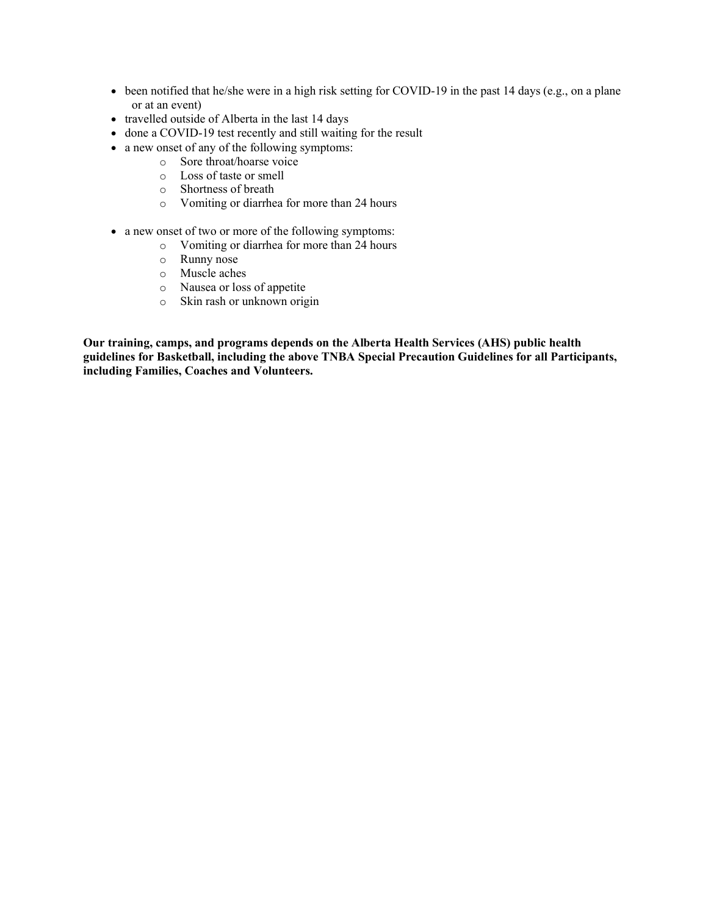- been notified that he/she were in a high risk setting for COVID-19 in the past 14 days (e.g., on a plane or at an event)
- travelled outside of Alberta in the last 14 days
- done a COVID-19 test recently and still waiting for the result
- a new onset of any of the following symptoms:
  - Sore throat/hoarse voice
  - Loss of taste or smell
  - Shortness of breath
  - Vomiting or diarrhea for more than 24 hours

- a new onset of two or more of the following symptoms:
  - Vomiting or diarrhea for more than 24 hours
  - Runny nose
  - Muscle aches
  - Nausea or loss of appetite
  - Skin rash or unknown origin

**Our training, camps, and programs depends on the Alberta Health Services (AHS) public health guidelines for Basketball, including the above TNBA Special Precaution Guidelines for all Participants, including Families, Coaches and Volunteers.**